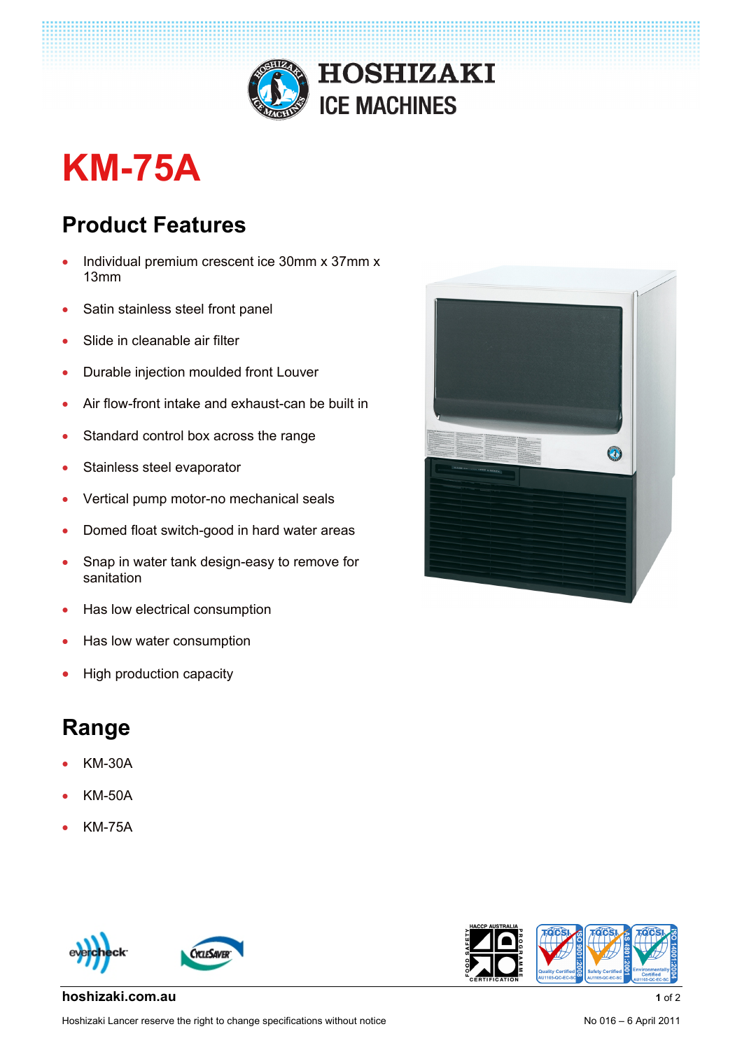# HOSHIZAKI ICE MACHINES

# KM-75A

## Product Features

- Individual premium crescent ice 30mm x 37mm x 13mm
- Satin stainless steel front panel
- Slide in cleanable air filter
- Durable injection moulded front Louver
- Air flow-front intake and exhaust-can be built in
- Standard control box across the range
- Stainless steel evaporator
- Vertical pump motor-no mechanical seals
- Domed float switch-good in hard water areas
- Snap in water tank design-easy to remove for sanitation
- Has low electrical consumption
- Has low water consumption
- High production capacity

## Range

- KM-30A
- KM-50A
- KM-75A

**hoshizaki.com.au**

Hoshizaki Lancer reserve the right to change specifications without notice

No 016 – 6 April 2011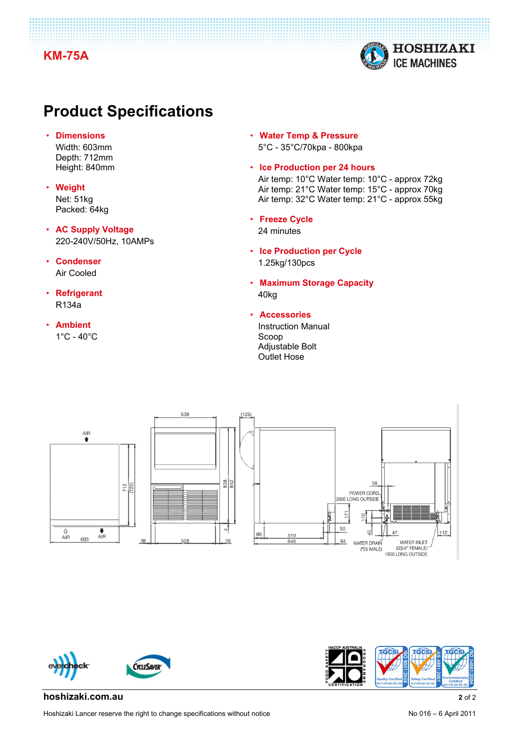KM-75A

HOSHIZAKI ICE MACHINES

# Product Specifications

- **Dimensions**
  Width: 603mm
  Depth: 712mm
  Height: 840mm

- **Weight**
  Net: 51kg
  Packed: 64kg

- **AC Supply Voltage**
  220-240V/50Hz, 10AMPs

- **Condenser**
  Air Cooled

- **Refrigerant**
  R134a

- **Ambient**
  1°C - 40°C

- **Water Temp & Pressure**
  5°C - 35°C/70kpa - 800kpa

- **Ice Production per 24 hours**
  Air temp: 10°C Water temp: 10°C - approx 72kg
  Air temp: 21°C Water temp: 15°C - approx 70kg
  Air temp: 32°C Water temp: 21°C - approx 55kg

- **Freeze Cycle**
  24 minutes

- **Ice Production per Cycle**
  1.25kg/130pcs

- **Maximum Storage Capacity**
  40kg

- **Accessories**
  Instruction Manual
  Scoop
  Adjustable Bolt
  Outlet Hose

AIR
712
(722)
AIR 603 AIR
539
838
842
4
38 528 38
(125)
88 519 646
50
64
171
56
POWER CORD
2000 LONG OUTSIDE
110
45
47
112
WATER DRAIN ("25 MALE)
WATER INLET (G3/4" FEMALE)
1600 LONG OUTSIDE

hoshizaki.com.au

Hoshizaki Lancer reserve the right to change specifications without notice

No 016 – 6 April 2011